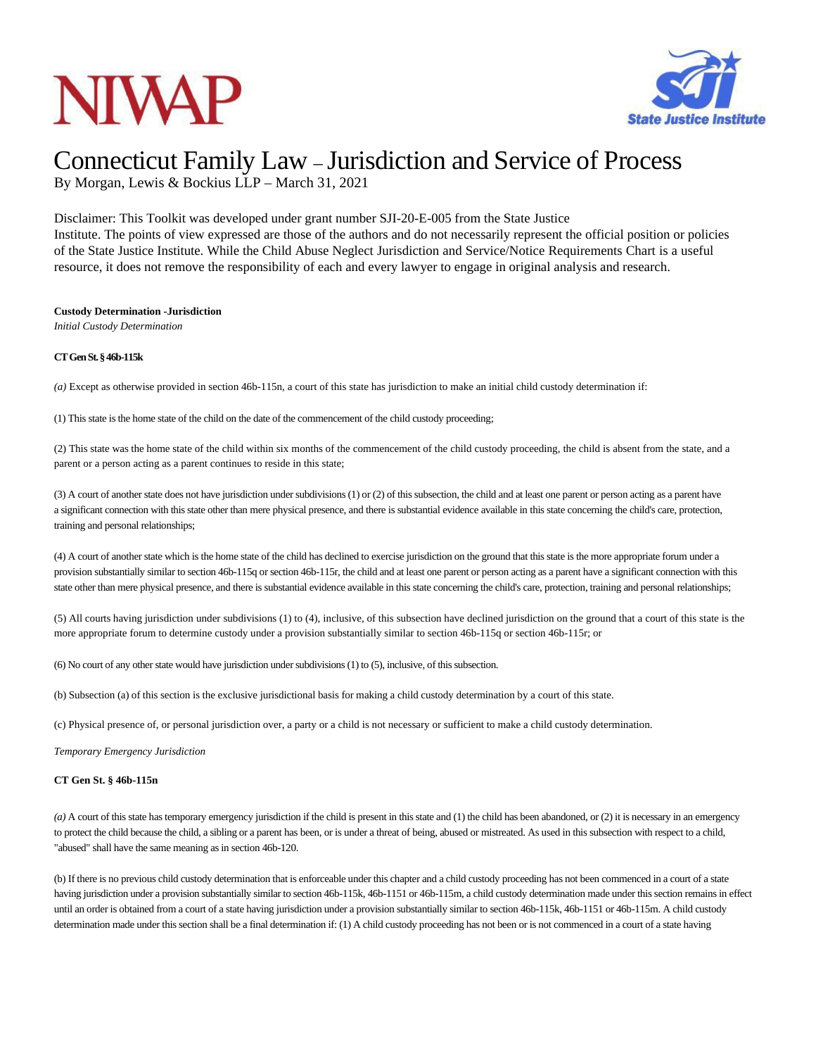# Connecticut Family Law – Jurisdiction and Service of Process

By Morgan, Lewis & Bockius LLP – March 31, 2021

Disclaimer: This Toolkit was developed under grant number SJI-20-E-005 from the State Justice Institute. The points of view expressed are those of the authors and do not necessarily represent the official position or policies of the State Justice Institute. While the Child Abuse Neglect Jurisdiction and Service/Notice Requirements Chart is a useful resource, it does not remove the responsibility of each and every lawyer to engage in original analysis and research.

**Custody Determination -Jurisdiction**

*Initial Custody Determination*

**CT Gen St. § 46b-115k**

*(a)* Except as otherwise provided in section 46b-115n, a court of this state has jurisdiction to make an initial child custody determination if:

(1) This state is the home state of the child on the date of the commencement of the child custody proceeding;

(2) This state was the home state of the child within six months of the commencement of the child custody proceeding, the child is absent from the state, and a parent or a person acting as a parent continues to reside in this state;

(3) A court of another state does not have jurisdiction under subdivisions (1) or (2) of this subsection, the child and at least one parent or person acting as a parent have a significant connection with this state other than mere physical presence, and there is substantial evidence available in this state concerning the child's care, protection, training and personal relationships;

(4) A court of another state which is the home state of the child has declined to exercise jurisdiction on the ground that this state is the more appropriate forum under a provision substantially similar to section 46b-115q or section 46b-115r, the child and at least one parent or person acting as a parent have a significant connection with this state other than mere physical presence, and there is substantial evidence available in this state concerning the child's care, protection, training and personal relationships;

(5) All courts having jurisdiction under subdivisions (1) to (4), inclusive, of this subsection have declined jurisdiction on the ground that a court of this state is the more appropriate forum to determine custody under a provision substantially similar to section 46b-115q or section 46b-115r; or

(6) No court of any other state would have jurisdiction under subdivisions (1) to (5), inclusive, of this subsection.

(b) Subsection (a) of this section is the exclusive jurisdictional basis for making a child custody determination by a court of this state.

(c) Physical presence of, or personal jurisdiction over, a party or a child is not necessary or sufficient to make a child custody determination.

*Temporary Emergency Jurisdiction*

**CT Gen St. § 46b-115n**

*(a)* A court of this state has temporary emergency jurisdiction if the child is present in this state and (1) the child has been abandoned, or (2) it is necessary in an emergency to protect the child because the child, a sibling or a parent has been, or is under a threat of being, abused or mistreated. As used in this subsection with respect to a child, "abused" shall have the same meaning as in section 46b-120.

(b) If there is no previous child custody determination that is enforceable under this chapter and a child custody proceeding has not been commenced in a court of a state having jurisdiction under a provision substantially similar to section 46b-115k, 46b-1151 or 46b-115m, a child custody determination made under this section remains in effect until an order is obtained from a court of a state having jurisdiction under a provision substantially similar to section 46b-115k, 46b-1151 or 46b-115m. A child custody determination made under this section shall be a final determination if: (1) A child custody proceeding has not been or is not commenced in a court of a state having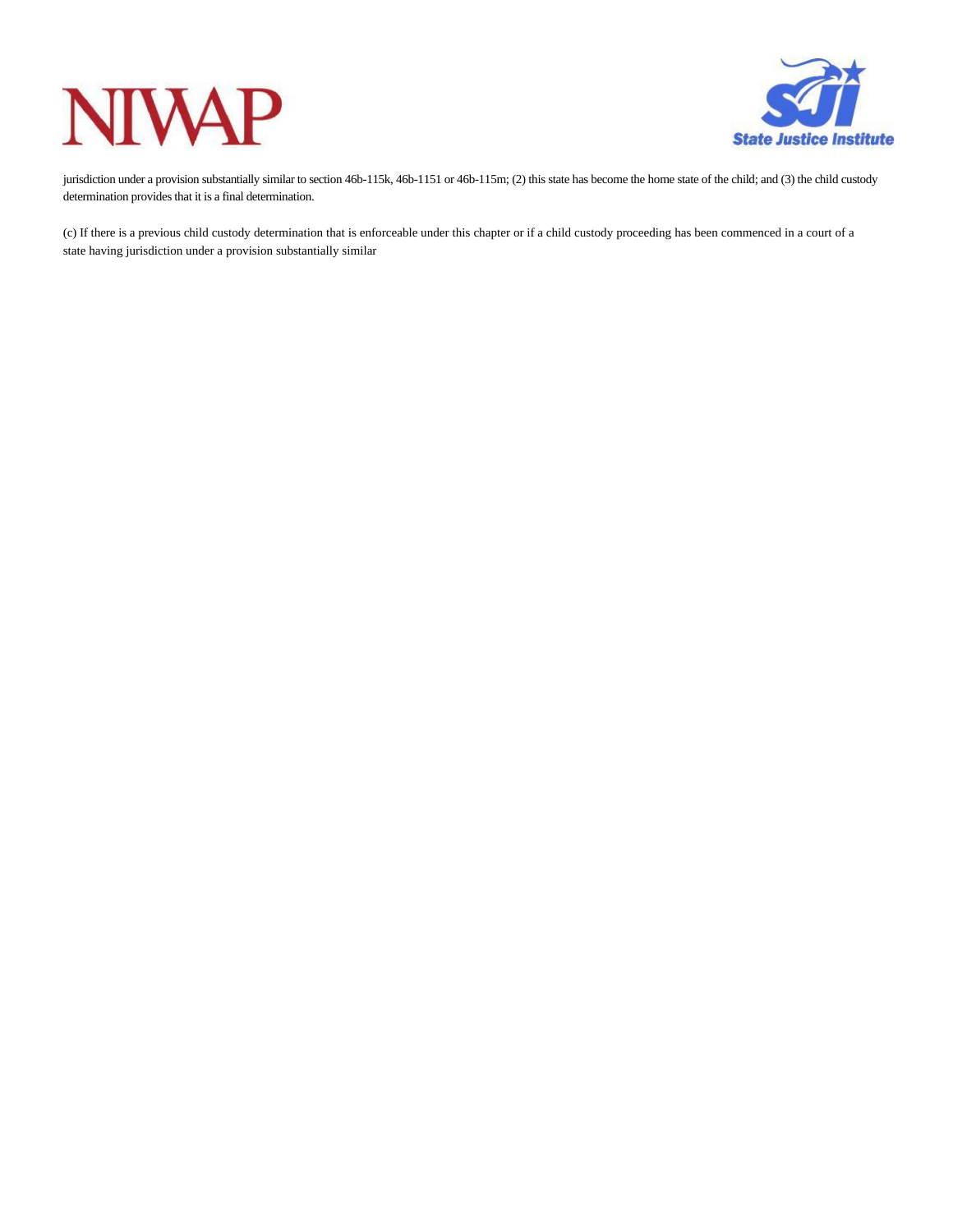jurisdiction under a provision substantially similar to section 46b-115k, 46b-1151 or 46b-115m; (2) this state has become the home state of the child; and (3) the child custody determination provides that it is a final determination.

(c) If there is a previous child custody determination that is enforceable under this chapter or if a child custody proceeding has been commenced in a court of a state having jurisdiction under a provision substantially similar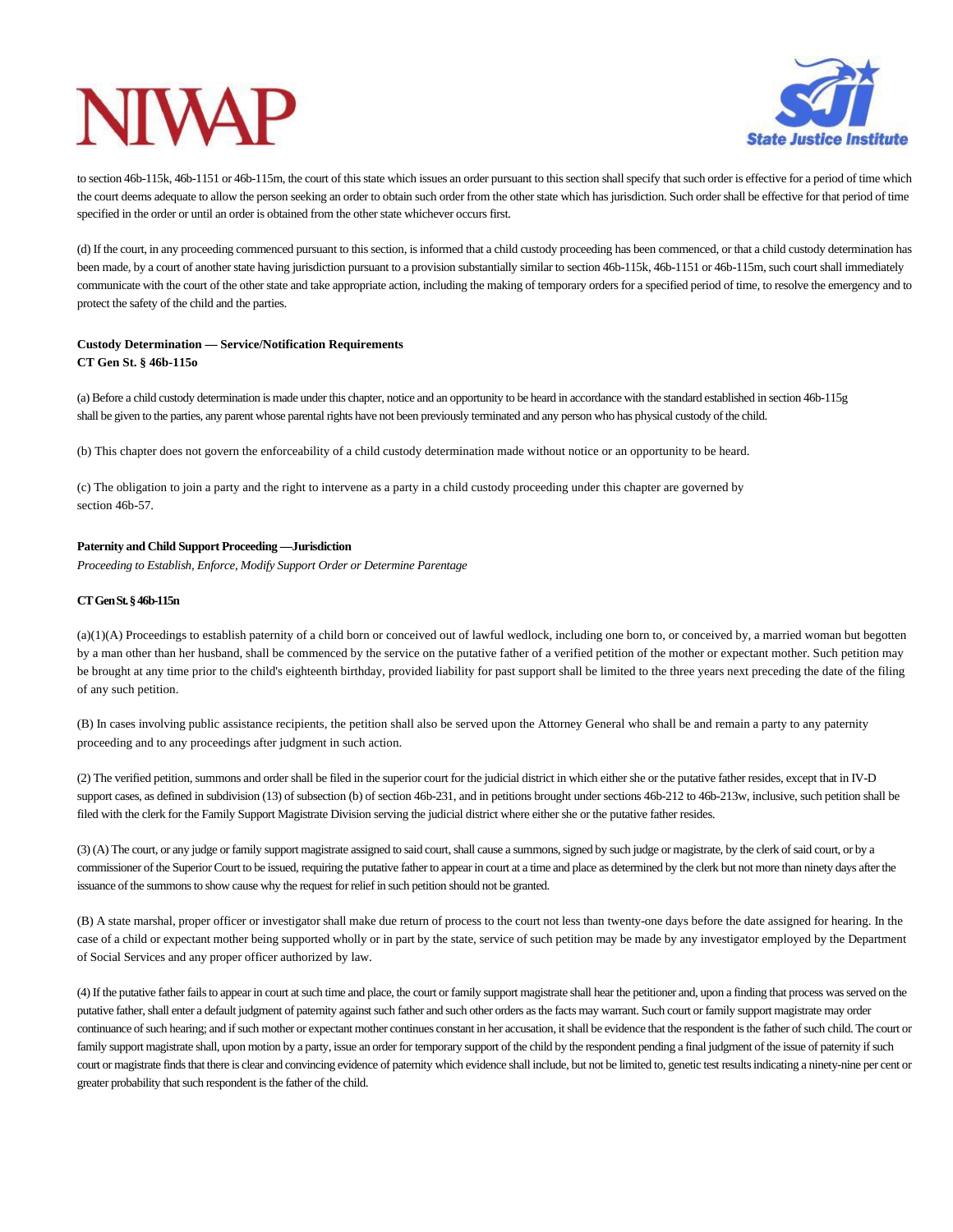to section 46b-115k, 46b-1151 or 46b-115m, the court of this state which issues an order pursuant to this section shall specify that such order is effective for a period of time which the court deems adequate to allow the person seeking an order to obtain such order from the other state which has jurisdiction. Such order shall be effective for that period of time specified in the order or until an order is obtained from the other state whichever occurs first.

(d) If the court, in any proceeding commenced pursuant to this section, is informed that a child custody proceeding has been commenced, or that a child custody determination has been made, by a court of another state having jurisdiction pursuant to a provision substantially similar to section 46b-115k, 46b-1151 or 46b-115m, such court shall immediately communicate with the court of the other state and take appropriate action, including the making of temporary orders for a specified period of time, to resolve the emergency and to protect the safety of the child and the parties.

**Custody Determination — Service/Notification Requirements**
**CT Gen St. § 46b-115o**

(a) Before a child custody determination is made under this chapter, notice and an opportunity to be heard in accordance with the standard established in section 46b-115g shall be given to the parties, any parent whose parental rights have not been previously terminated and any person who has physical custody of the child.

(b) This chapter does not govern the enforceability of a child custody determination made without notice or an opportunity to be heard.

(c) The obligation to join a party and the right to intervene as a party in a child custody proceeding under this chapter are governed by section 46b-57.

**Paternity and Child Support Proceeding —Jurisdiction**
*Proceeding to Establish, Enforce, Modify Support Order or Determine Parentage*

**CT Gen St. § 46b-115n**

(a)(1)(A) Proceedings to establish paternity of a child born or conceived out of lawful wedlock, including one born to, or conceived by, a married woman but begotten by a man other than her husband, shall be commenced by the service on the putative father of a verified petition of the mother or expectant mother. Such petition may be brought at any time prior to the child's eighteenth birthday, provided liability for past support shall be limited to the three years next preceding the date of the filing of any such petition.

(B) In cases involving public assistance recipients, the petition shall also be served upon the Attorney General who shall be and remain a party to any paternity proceeding and to any proceedings after judgment in such action.

(2) The verified petition, summons and order shall be filed in the superior court for the judicial district in which either she or the putative father resides, except that in IV-D support cases, as defined in subdivision (13) of subsection (b) of section 46b-231, and in petitions brought under sections 46b-212 to 46b-213w, inclusive, such petition shall be filed with the clerk for the Family Support Magistrate Division serving the judicial district where either she or the putative father resides.

(3) (A) The court, or any judge or family support magistrate assigned to said court, shall cause a summons, signed by such judge or magistrate, by the clerk of said court, or by a commissioner of the Superior Court to be issued, requiring the putative father to appear in court at a time and place as determined by the clerk but not more than ninety days after the issuance of the summons to show cause why the request for relief in such petition should not be granted.

(B) A state marshal, proper officer or investigator shall make due return of process to the court not less than twenty-one days before the date assigned for hearing. In the case of a child or expectant mother being supported wholly or in part by the state, service of such petition may be made by any investigator employed by the Department of Social Services and any proper officer authorized by law.

(4) If the putative father fails to appear in court at such time and place, the court or family support magistrate shall hear the petitioner and, upon a finding that process was served on the putative father, shall enter a default judgment of paternity against such father and such other orders as the facts may warrant. Such court or family support magistrate may order continuance of such hearing; and if such mother or expectant mother continues constant in her accusation, it shall be evidence that the respondent is the father of such child. The court or family support magistrate shall, upon motion by a party, issue an order for temporary support of the child by the respondent pending a final judgment of the issue of paternity if such court or magistrate finds that there is clear and convincing evidence of paternity which evidence shall include, but not be limited to, genetic test results indicating a ninety-nine per cent or greater probability that such respondent is the father of the child.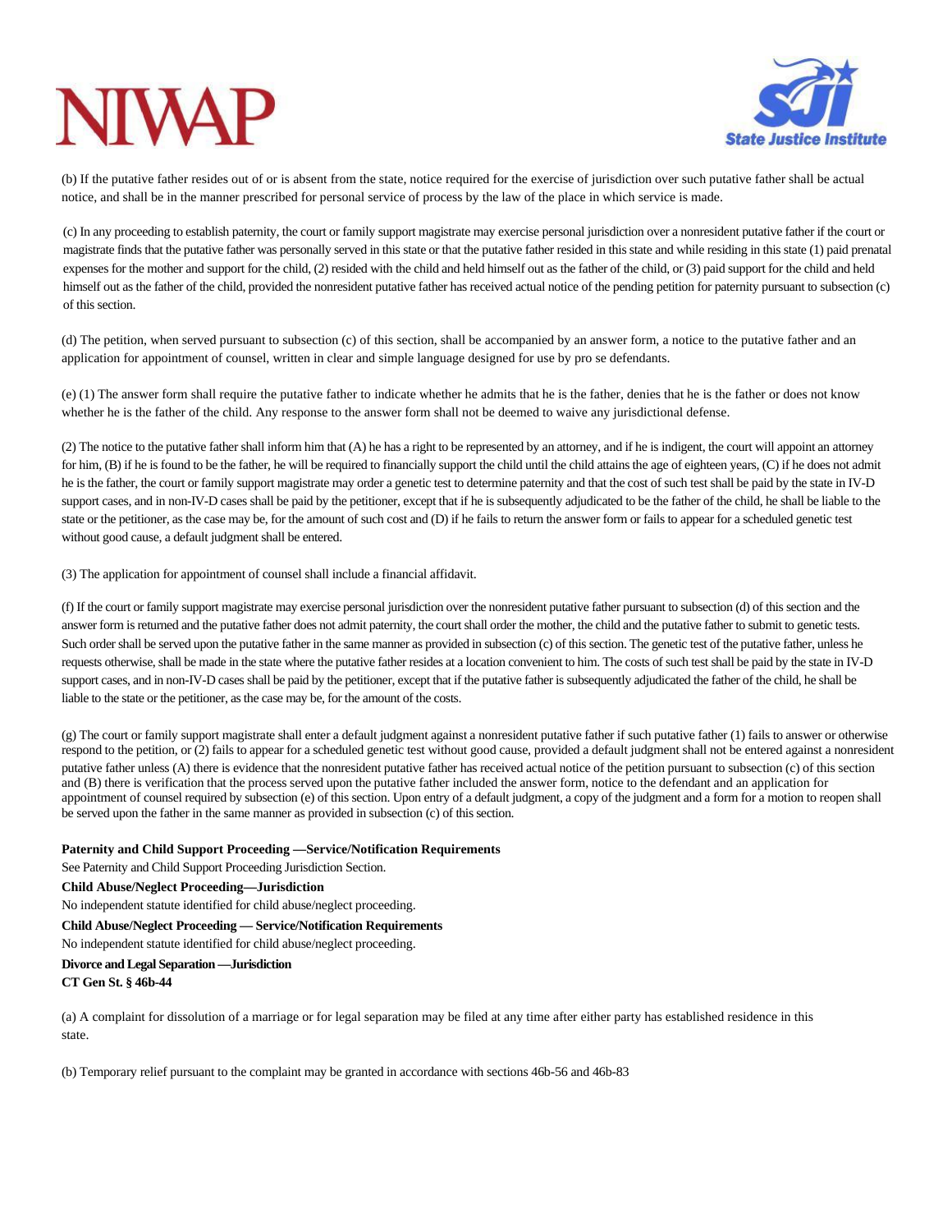(b) If the putative father resides out of or is absent from the state, notice required for the exercise of jurisdiction over such putative father shall be actual notice, and shall be in the manner prescribed for personal service of process by the law of the place in which service is made.

(c) In any proceeding to establish paternity, the court or family support magistrate may exercise personal jurisdiction over a nonresident putative father if the court or magistrate finds that the putative father was personally served in this state or that the putative father resided in this state and while residing in this state (1) paid prenatal expenses for the mother and support for the child, (2) resided with the child and held himself out as the father of the child, or (3) paid support for the child and held himself out as the father of the child, provided the nonresident putative father has received actual notice of the pending petition for paternity pursuant to subsection (c) of this section.

(d) The petition, when served pursuant to subsection (c) of this section, shall be accompanied by an answer form, a notice to the putative father and an application for appointment of counsel, written in clear and simple language designed for use by pro se defendants.

(e) (1) The answer form shall require the putative father to indicate whether he admits that he is the father, denies that he is the father or does not know whether he is the father of the child. Any response to the answer form shall not be deemed to waive any jurisdictional defense.

(2) The notice to the putative father shall inform him that (A) he has a right to be represented by an attorney, and if he is indigent, the court will appoint an attorney for him, (B) if he is found to be the father, he will be required to financially support the child until the child attains the age of eighteen years, (C) if he does not admit he is the father, the court or family support magistrate may order a genetic test to determine paternity and that the cost of such test shall be paid by the state in IV-D support cases, and in non-IV-D cases shall be paid by the petitioner, except that if he is subsequently adjudicated to be the father of the child, he shall be liable to the state or the petitioner, as the case may be, for the amount of such cost and (D) if he fails to return the answer form or fails to appear for a scheduled genetic test without good cause, a default judgment shall be entered.

(3) The application for appointment of counsel shall include a financial affidavit.

(f) If the court or family support magistrate may exercise personal jurisdiction over the nonresident putative father pursuant to subsection (d) of this section and the answer form is returned and the putative father does not admit paternity, the court shall order the mother, the child and the putative father to submit to genetic tests. Such order shall be served upon the putative father in the same manner as provided in subsection (c) of this section. The genetic test of the putative father, unless he requests otherwise, shall be made in the state where the putative father resides at a location convenient to him. The costs of such test shall be paid by the state in IV-D support cases, and in non-IV-D cases shall be paid by the petitioner, except that if the putative father is subsequently adjudicated the father of the child, he shall be liable to the state or the petitioner, as the case may be, for the amount of the costs.

(g) The court or family support magistrate shall enter a default judgment against a nonresident putative father if such putative father (1) fails to answer or otherwise respond to the petition, or (2) fails to appear for a scheduled genetic test without good cause, provided a default judgment shall not be entered against a nonresident putative father unless (A) there is evidence that the nonresident putative father has received actual notice of the petition pursuant to subsection (c) of this section and (B) there is verification that the process served upon the putative father included the answer form, notice to the defendant and an application for appointment of counsel required by subsection (e) of this section. Upon entry of a default judgment, a copy of the judgment and a form for a motion to reopen shall be served upon the father in the same manner as provided in subsection (c) of this section.

**Paternity and Child Support Proceeding —Service/Notification Requirements**

See Paternity and Child Support Proceeding Jurisdiction Section.

**Child Abuse/Neglect Proceeding—Jurisdiction**

No independent statute identified for child abuse/neglect proceeding.

**Child Abuse/Neglect Proceeding — Service/Notification Requirements**

No independent statute identified for child abuse/neglect proceeding.

**Divorce and Legal Separation —Jurisdiction**

**CT Gen St. § 46b-44**

(a) A complaint for dissolution of a marriage or for legal separation may be filed at any time after either party has established residence in this state.

(b) Temporary relief pursuant to the complaint may be granted in accordance with sections 46b-56 and 46b-83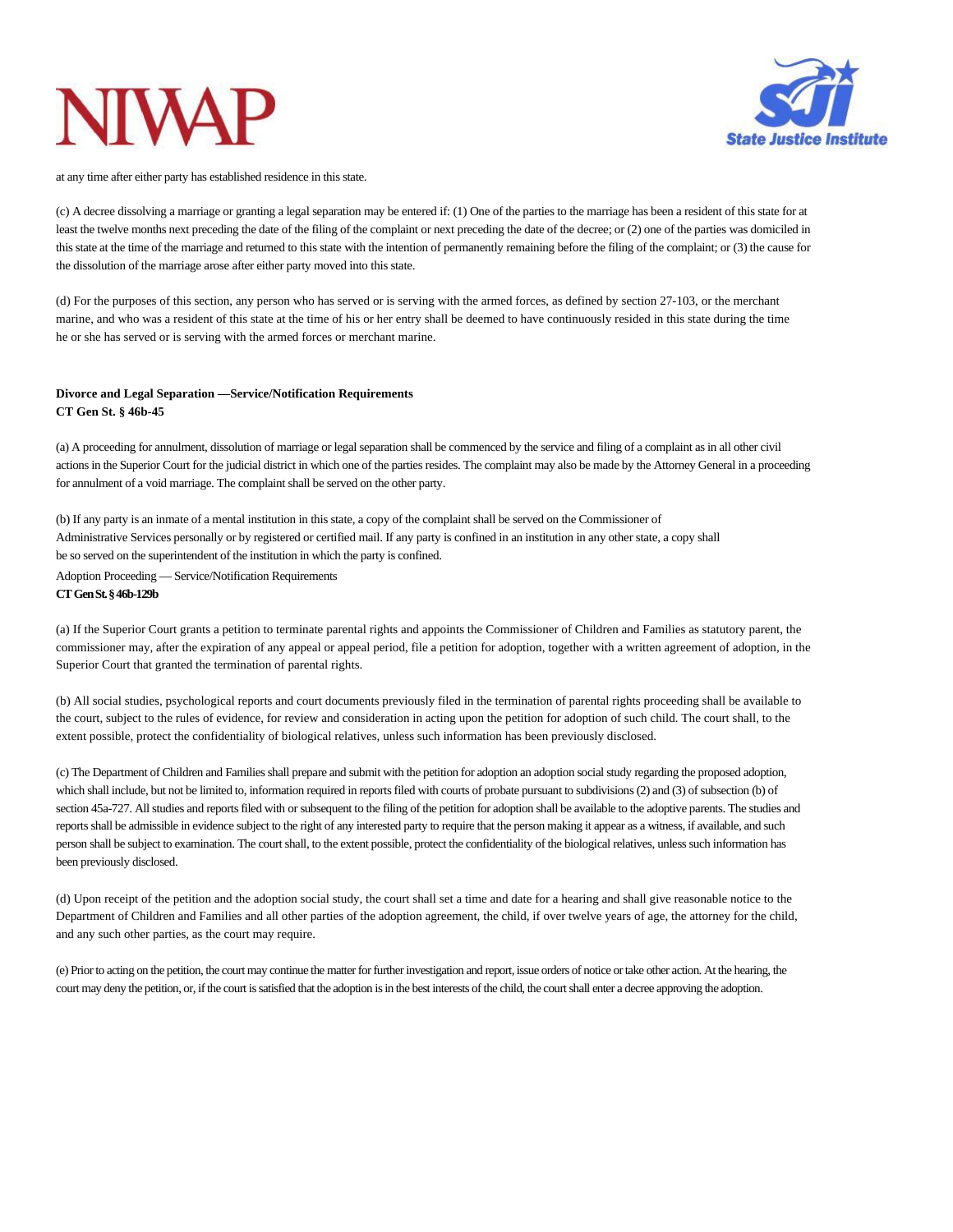at any time after either party has established residence in this state.

(c) A decree dissolving a marriage or granting a legal separation may be entered if: (1) One of the parties to the marriage has been a resident of this state for at least the twelve months next preceding the date of the filing of the complaint or next preceding the date of the decree; or (2) one of the parties was domiciled in this state at the time of the marriage and returned to this state with the intention of permanently remaining before the filing of the complaint; or (3) the cause for the dissolution of the marriage arose after either party moved into this state.

(d) For the purposes of this section, any person who has served or is serving with the armed forces, as defined by section 27-103, or the merchant marine, and who was a resident of this state at the time of his or her entry shall be deemed to have continuously resided in this state during the time he or she has served or is serving with the armed forces or merchant marine.

**Divorce and Legal Separation —Service/Notification Requirements**
**CT Gen St. § 46b-45**

(a) A proceeding for annulment, dissolution of marriage or legal separation shall be commenced by the service and filing of a complaint as in all other civil actions in the Superior Court for the judicial district in which one of the parties resides. The complaint may also be made by the Attorney General in a proceeding for annulment of a void marriage. The complaint shall be served on the other party.

(b) If any party is an inmate of a mental institution in this state, a copy of the complaint shall be served on the Commissioner of Administrative Services personally or by registered or certified mail. If any party is confined in an institution in any other state, a copy shall be so served on the superintendent of the institution in which the party is confined.

Adoption Proceeding — Service/Notification Requirements
**CT Gen St. § 46b-129b**

(a) If the Superior Court grants a petition to terminate parental rights and appoints the Commissioner of Children and Families as statutory parent, the commissioner may, after the expiration of any appeal or appeal period, file a petition for adoption, together with a written agreement of adoption, in the Superior Court that granted the termination of parental rights.

(b) All social studies, psychological reports and court documents previously filed in the termination of parental rights proceeding shall be available to the court, subject to the rules of evidence, for review and consideration in acting upon the petition for adoption of such child. The court shall, to the extent possible, protect the confidentiality of biological relatives, unless such information has been previously disclosed.

(c) The Department of Children and Families shall prepare and submit with the petition for adoption an adoption social study regarding the proposed adoption, which shall include, but not be limited to, information required in reports filed with courts of probate pursuant to subdivisions (2) and (3) of subsection (b) of section 45a-727. All studies and reports filed with or subsequent to the filing of the petition for adoption shall be available to the adoptive parents. The studies and reports shall be admissible in evidence subject to the right of any interested party to require that the person making it appear as a witness, if available, and such person shall be subject to examination. The court shall, to the extent possible, protect the confidentiality of the biological relatives, unless such information has been previously disclosed.

(d) Upon receipt of the petition and the adoption social study, the court shall set a time and date for a hearing and shall give reasonable notice to the Department of Children and Families and all other parties of the adoption agreement, the child, if over twelve years of age, the attorney for the child, and any such other parties, as the court may require.

(e) Prior to acting on the petition, the court may continue the matter for further investigation and report, issue orders of notice or take other action. At the hearing, the court may deny the petition, or, if the court is satisfied that the adoption is in the best interests of the child, the court shall enter a decree approving the adoption.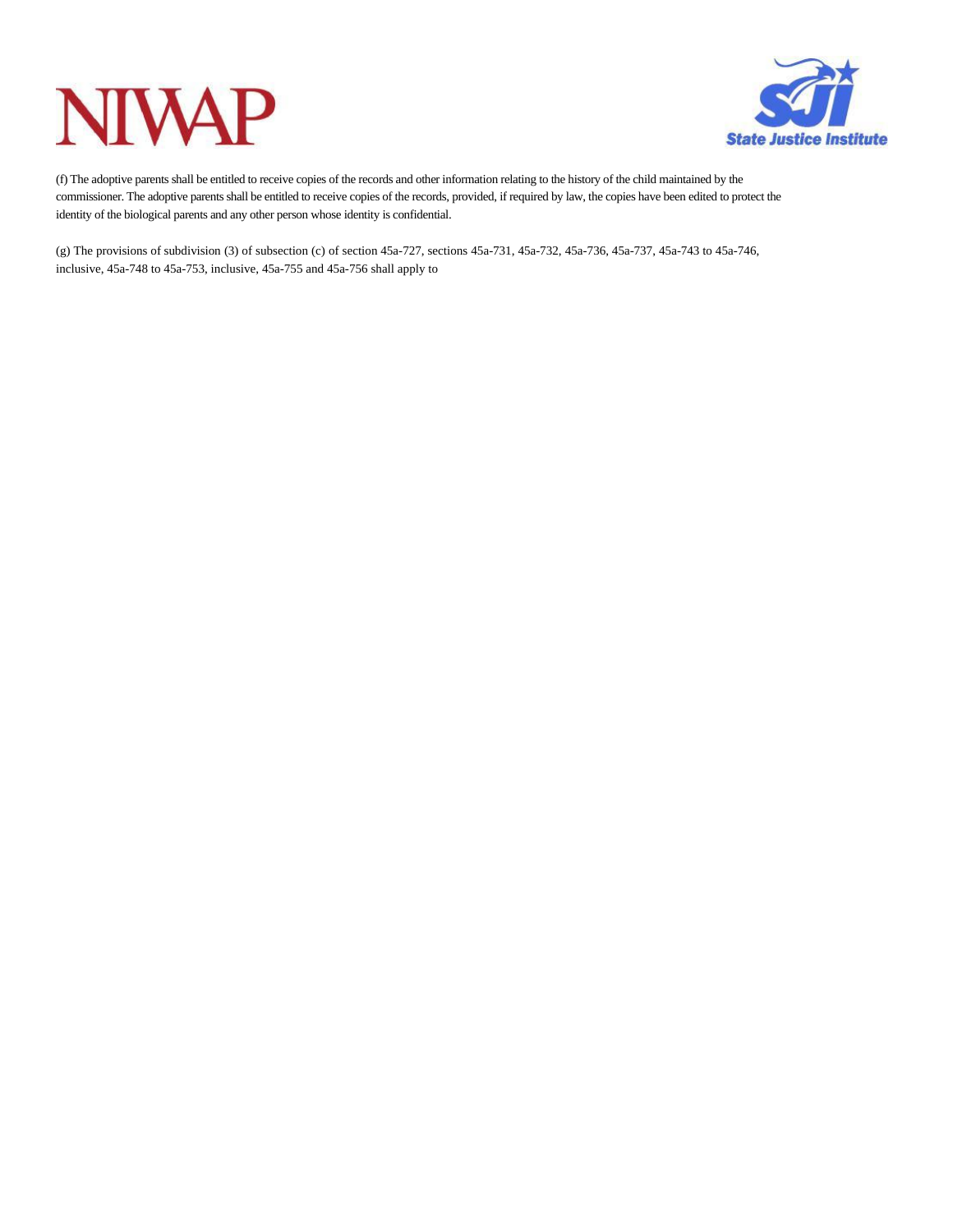(f) The adoptive parents shall be entitled to receive copies of the records and other information relating to the history of the child maintained by the commissioner. The adoptive parents shall be entitled to receive copies of the records, provided, if required by law, the copies have been edited to protect the identity of the biological parents and any other person whose identity is confidential.

(g) The provisions of subdivision (3) of subsection (c) of section 45a-727, sections 45a-731, 45a-732, 45a-736, 45a-737, 45a-743 to 45a-746, inclusive, 45a-748 to 45a-753, inclusive, 45a-755 and 45a-756 shall apply to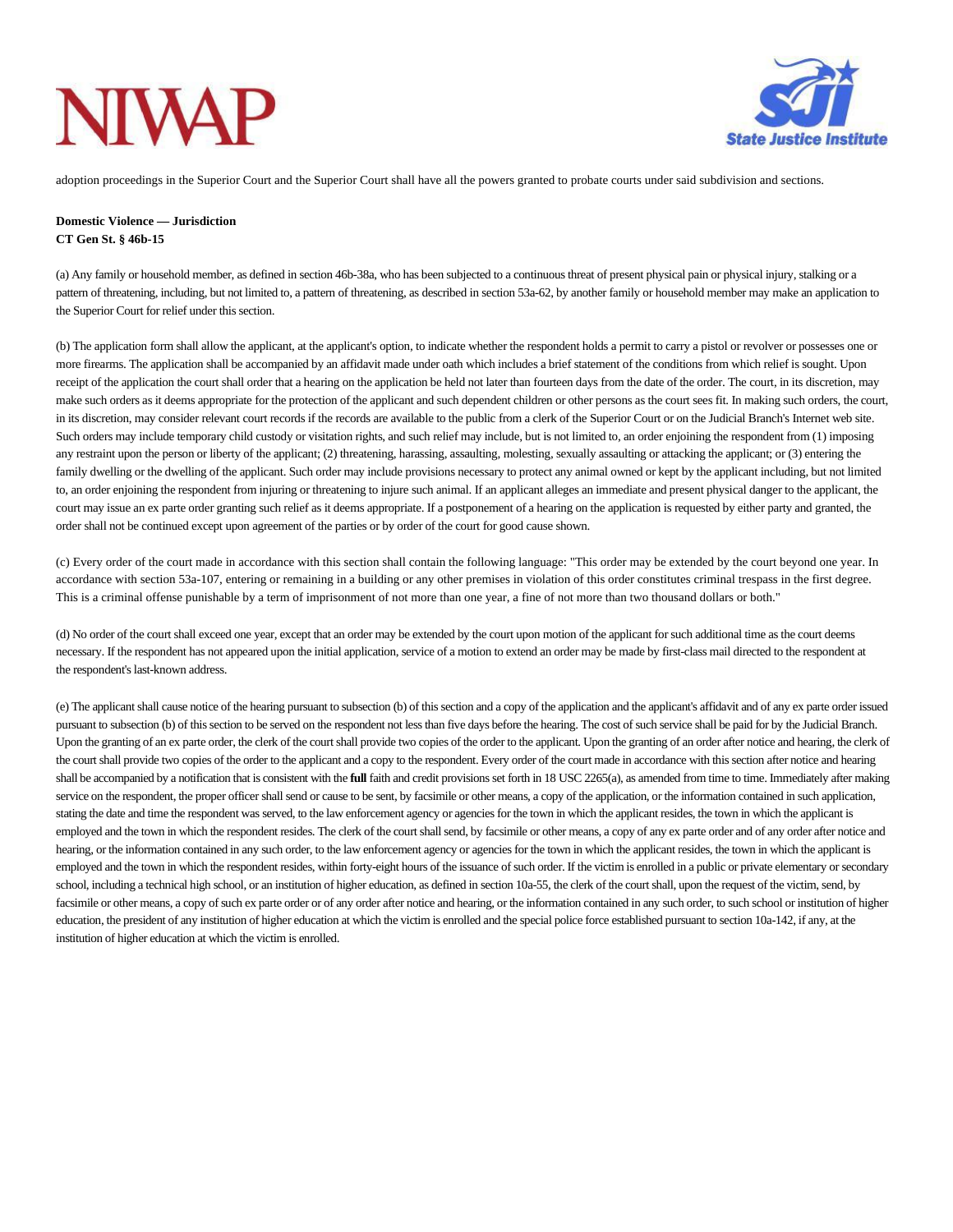adoption proceedings in the Superior Court and the Superior Court shall have all the powers granted to probate courts under said subdivision and sections.

**Domestic Violence — Jurisdiction**
**CT Gen St. § 46b-15**

(a) Any family or household member, as defined in section 46b-38a, who has been subjected to a continuous threat of present physical pain or physical injury, stalking or a pattern of threatening, including, but not limited to, a pattern of threatening, as described in section 53a-62, by another family or household member may make an application to the Superior Court for relief under this section.

(b) The application form shall allow the applicant, at the applicant's option, to indicate whether the respondent holds a permit to carry a pistol or revolver or possesses one or more firearms. The application shall be accompanied by an affidavit made under oath which includes a brief statement of the conditions from which relief is sought. Upon receipt of the application the court shall order that a hearing on the application be held not later than fourteen days from the date of the order. The court, in its discretion, may make such orders as it deems appropriate for the protection of the applicant and such dependent children or other persons as the court sees fit. In making such orders, the court, in its discretion, may consider relevant court records if the records are available to the public from a clerk of the Superior Court or on the Judicial Branch's Internet web site. Such orders may include temporary child custody or visitation rights, and such relief may include, but is not limited to, an order enjoining the respondent from (1) imposing any restraint upon the person or liberty of the applicant; (2) threatening, harassing, assaulting, molesting, sexually assaulting or attacking the applicant; or (3) entering the family dwelling or the dwelling of the applicant. Such order may include provisions necessary to protect any animal owned or kept by the applicant including, but not limited to, an order enjoining the respondent from injuring or threatening to injure such animal. If an applicant alleges an immediate and present physical danger to the applicant, the court may issue an ex parte order granting such relief as it deems appropriate. If a postponement of a hearing on the application is requested by either party and granted, the order shall not be continued except upon agreement of the parties or by order of the court for good cause shown.

(c) Every order of the court made in accordance with this section shall contain the following language: "This order may be extended by the court beyond one year. In accordance with section 53a-107, entering or remaining in a building or any other premises in violation of this order constitutes criminal trespass in the first degree. This is a criminal offense punishable by a term of imprisonment of not more than one year, a fine of not more than two thousand dollars or both."

(d) No order of the court shall exceed one year, except that an order may be extended by the court upon motion of the applicant for such additional time as the court deems necessary. If the respondent has not appeared upon the initial application, service of a motion to extend an order may be made by first-class mail directed to the respondent at the respondent's last-known address.

(e) The applicant shall cause notice of the hearing pursuant to subsection (b) of this section and a copy of the application and the applicant's affidavit and of any ex parte order issued pursuant to subsection (b) of this section to be served on the respondent not less than five days before the hearing. The cost of such service shall be paid for by the Judicial Branch. Upon the granting of an ex parte order, the clerk of the court shall provide two copies of the order to the applicant. Upon the granting of an order after notice and hearing, the clerk of the court shall provide two copies of the order to the applicant and a copy to the respondent. Every order of the court made in accordance with this section after notice and hearing shall be accompanied by a notification that is consistent with the **full** faith and credit provisions set forth in 18 USC 2265(a), as amended from time to time. Immediately after making service on the respondent, the proper officer shall send or cause to be sent, by facsimile or other means, a copy of the application, or the information contained in such application, stating the date and time the respondent was served, to the law enforcement agency or agencies for the town in which the applicant resides, the town in which the applicant is employed and the town in which the respondent resides. The clerk of the court shall send, by facsimile or other means, a copy of any ex parte order and of any order after notice and hearing, or the information contained in any such order, to the law enforcement agency or agencies for the town in which the applicant resides, the town in which the applicant is employed and the town in which the respondent resides, within forty-eight hours of the issuance of such order. If the victim is enrolled in a public or private elementary or secondary school, including a technical high school, or an institution of higher education, as defined in section 10a-55, the clerk of the court shall, upon the request of the victim, send, by facsimile or other means, a copy of such ex parte order or of any order after notice and hearing, or the information contained in any such order, to such school or institution of higher education, the president of any institution of higher education at which the victim is enrolled and the special police force established pursuant to section 10a-142, if any, at the institution of higher education at which the victim is enrolled.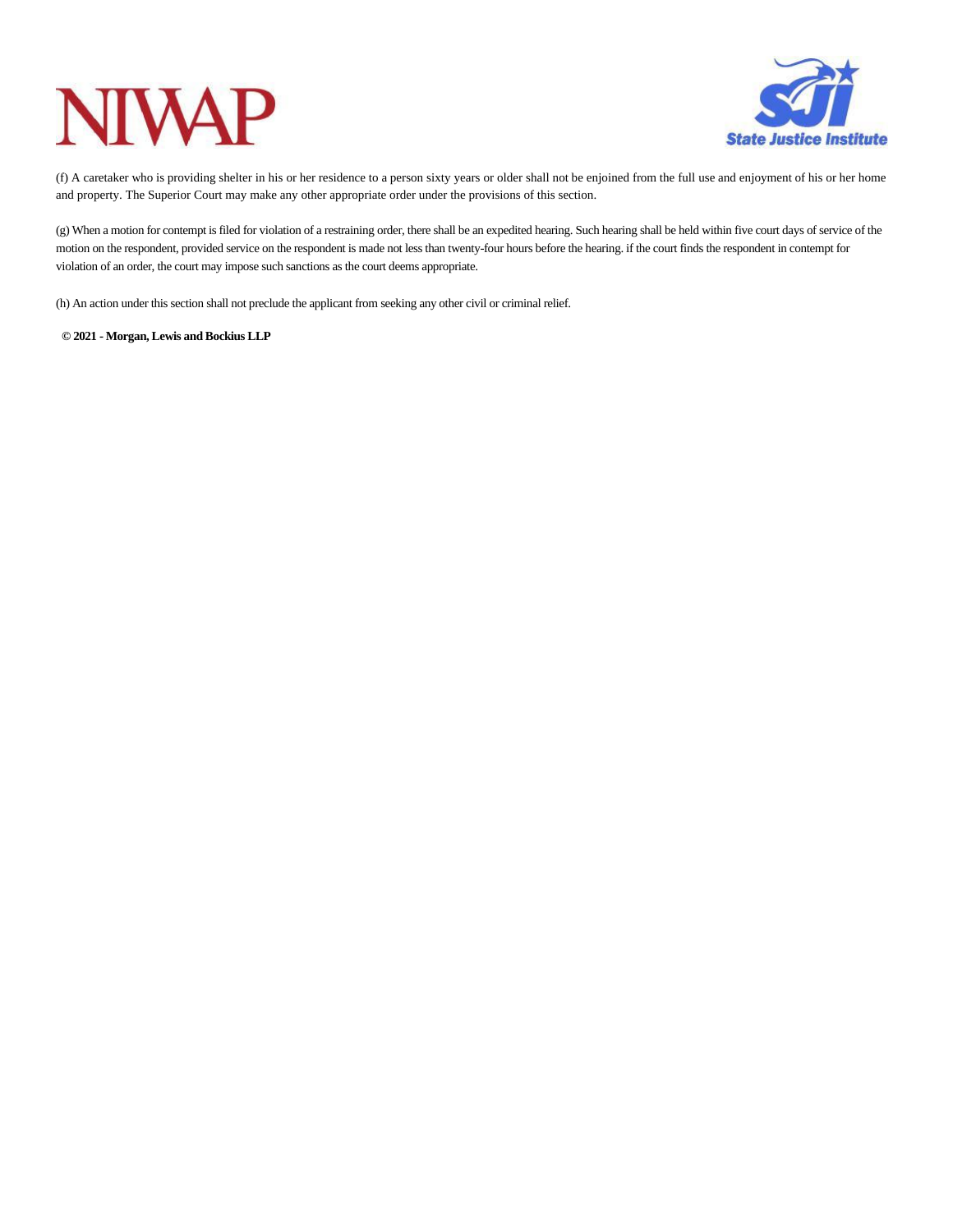(f) A caretaker who is providing shelter in his or her residence to a person sixty years or older shall not be enjoined from the full use and enjoyment of his or her home and property. The Superior Court may make any other appropriate order under the provisions of this section.

(g) When a motion for contempt is filed for violation of a restraining order, there shall be an expedited hearing. Such hearing shall be held within five court days of service of the motion on the respondent, provided service on the respondent is made not less than twenty-four hours before the hearing. if the court finds the respondent in contempt for violation of an order, the court may impose such sanctions as the court deems appropriate.

(h) An action under this section shall not preclude the applicant from seeking any other civil or criminal relief.

**© 2021 - Morgan, Lewis and Bockius LLP**